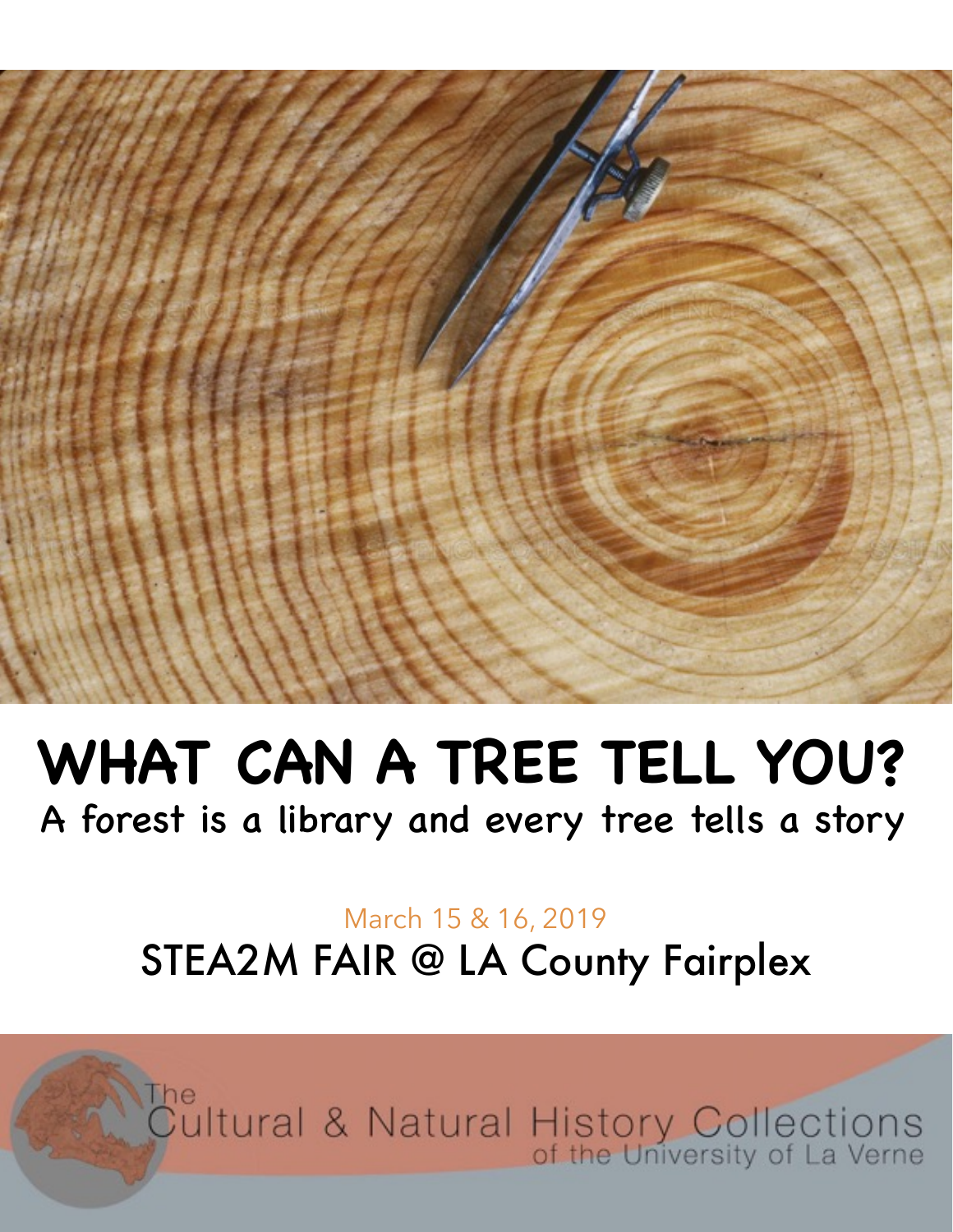# WHAT CAN A TREE TELL YOU?

## A forest is a library and every tree tells a story

March 15 & 16, 2019

STEA2M FAIR @ LA County Fairplex

The Cultural & Natural History Collections of the University of La Verne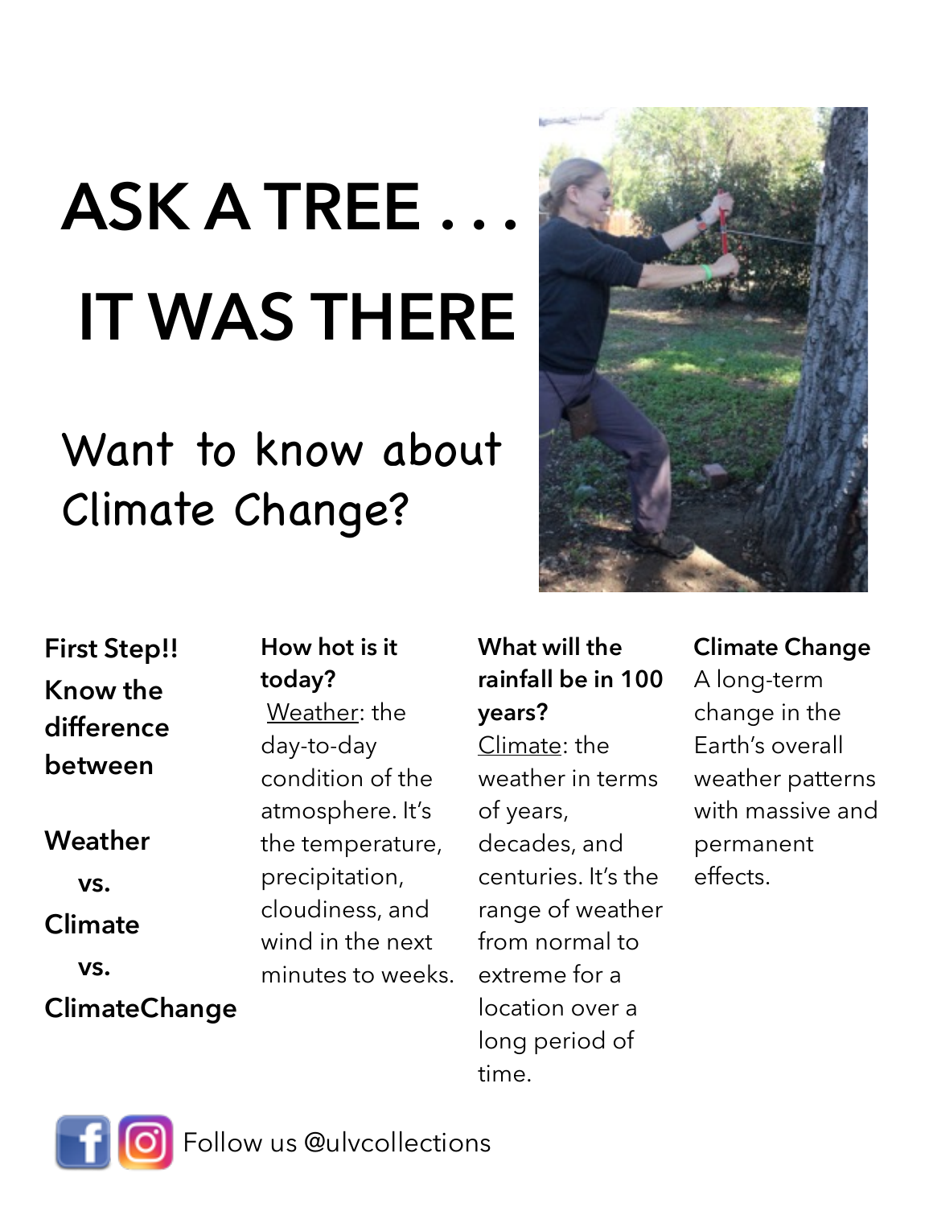# ASK A TREE . . .

# IT WAS THERE

## Want to know about Climate Change?

**First Step!!**
**Know the difference between**

**Weather**
**vs.**
**Climate**
**vs.**
**ClimateChange**

**How hot is it today?**
Weather: the day-to-day condition of the atmosphere. It's the temperature, precipitation, cloudiness, and wind in the next minutes to weeks.

**What will the rainfall be in 100 years?**
Climate: the weather in terms of years, decades, and centuries. It's the range of weather from normal to extreme for a location over a long period of time.

**Climate Change**
A long-term change in the Earth's overall weather patterns with massive and permanent effects.

Follow us @ulvcollections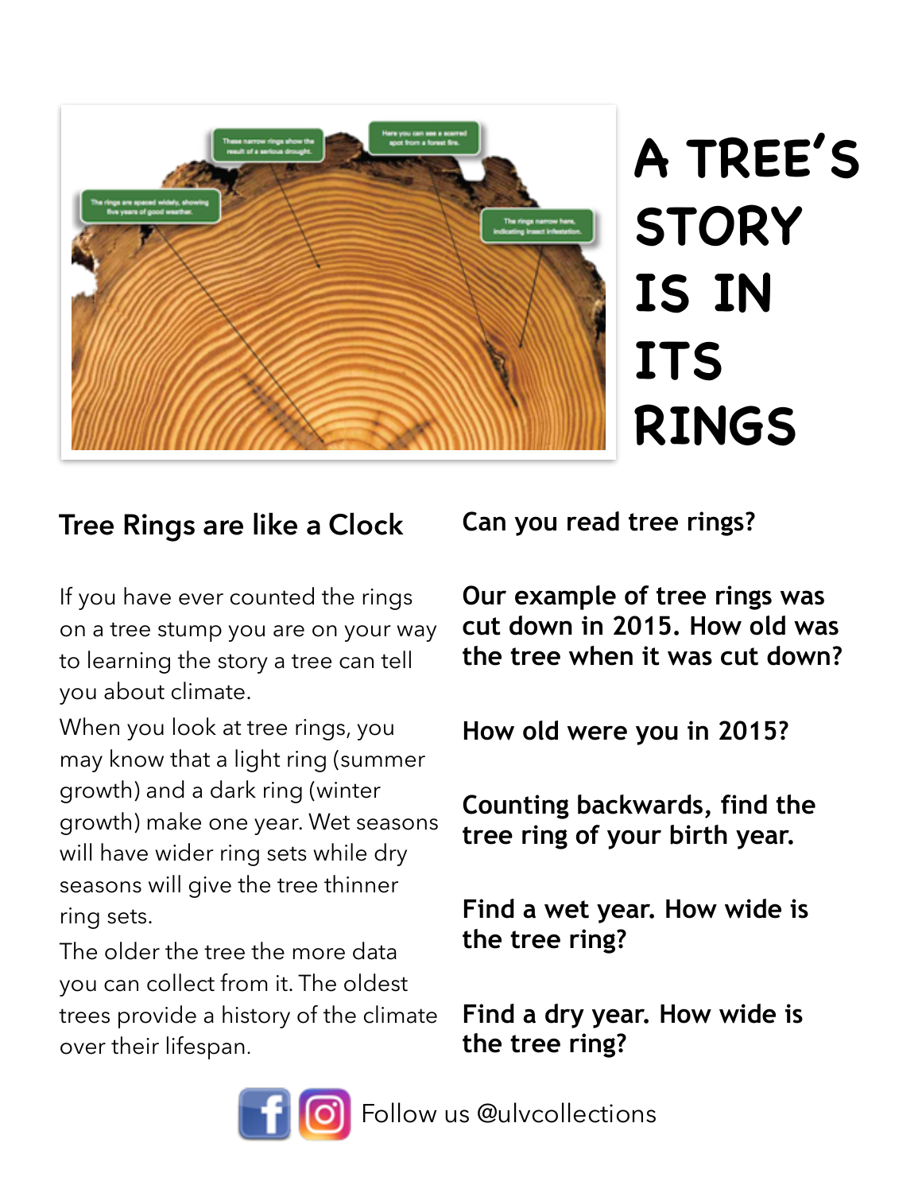# A TREE'S STORY IS IN ITS RINGS

## Tree Rings are like a Clock

If you have ever counted the rings on a tree stump you are on your way to learning the story a tree can tell you about climate.

When you look at tree rings, you may know that a light ring (summer growth) and a dark ring (winter growth) make one year. Wet seasons will have wider ring sets while dry seasons will give the tree thinner ring sets.

The older the tree the more data you can collect from it. The oldest trees provide a history of the climate over their lifespan.

## Can you read tree rings?

**Our example of tree rings was cut down in 2015. How old was the tree when it was cut down?**

**How old were you in 2015?**

**Counting backwards, find the tree ring of your birth year.**

**Find a wet year. How wide is the tree ring?**

**Find a dry year. How wide is the tree ring?**

Follow us @ulvcollections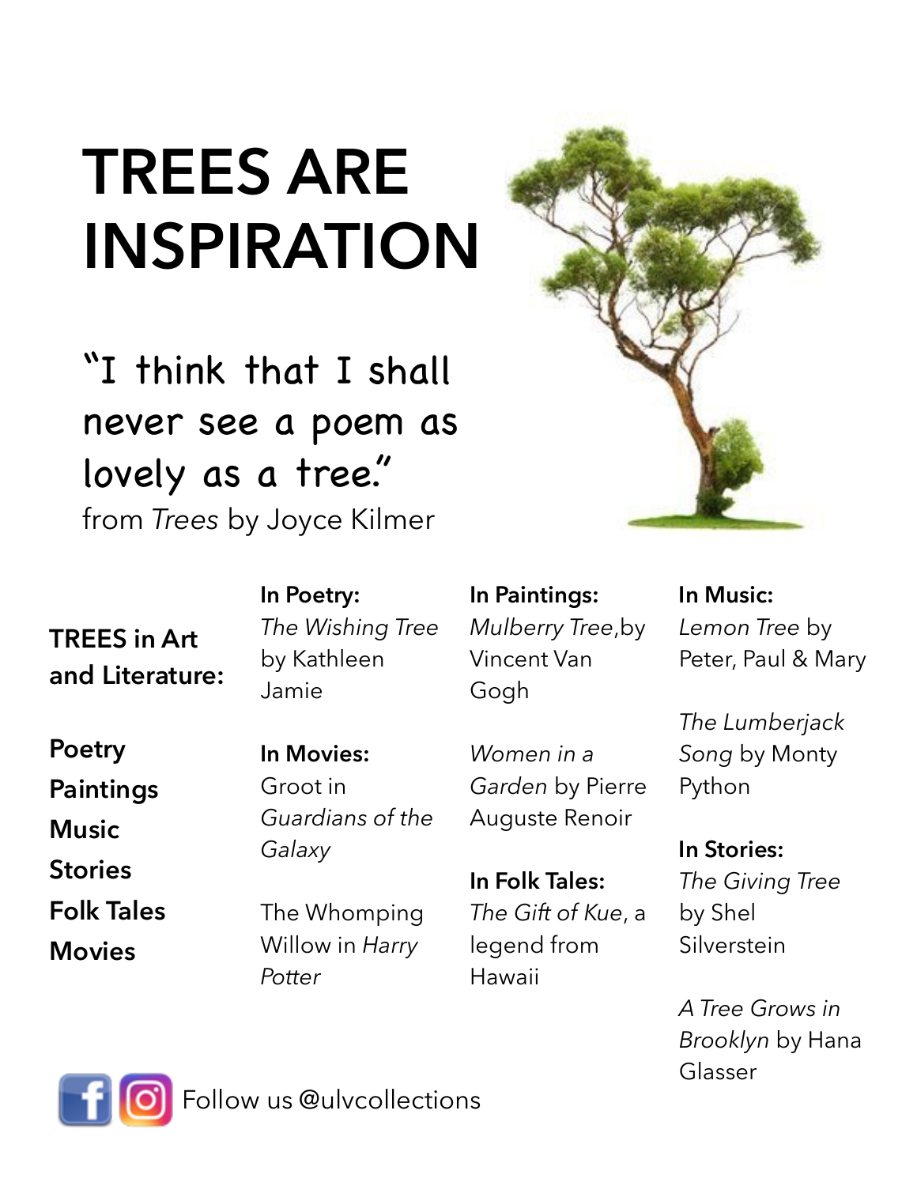# TREES ARE INSPIRATION

"I think that I shall never see a poem as lovely as a tree."
from *Trees* by Joyce Kilmer

**TREES in Art and Literature:**

**Poetry**
**Paintings**
**Music**
**Stories**
**Folk Tales**
**Movies**

**In Poetry:**
*The Wishing Tree* by Kathleen Jamie

**In Movies:**
Groot in *Guardians of the Galaxy*

The Whomping Willow in *Harry Potter*

**In Paintings:**
*Mulberry Tree*,by Vincent Van Gogh

*Women in a Garden* by Pierre Auguste Renoir

**In Folk Tales:**
*The Gift of Kue*, a legend from Hawaii

**In Music:**
*Lemon Tree* by Peter, Paul & Mary

*The Lumberjack Song* by Monty Python

**In Stories:**
*The Giving Tree* by Shel Silverstein

*A Tree Grows in Brooklyn* by Hana Glasser

Follow us @ulvcollections